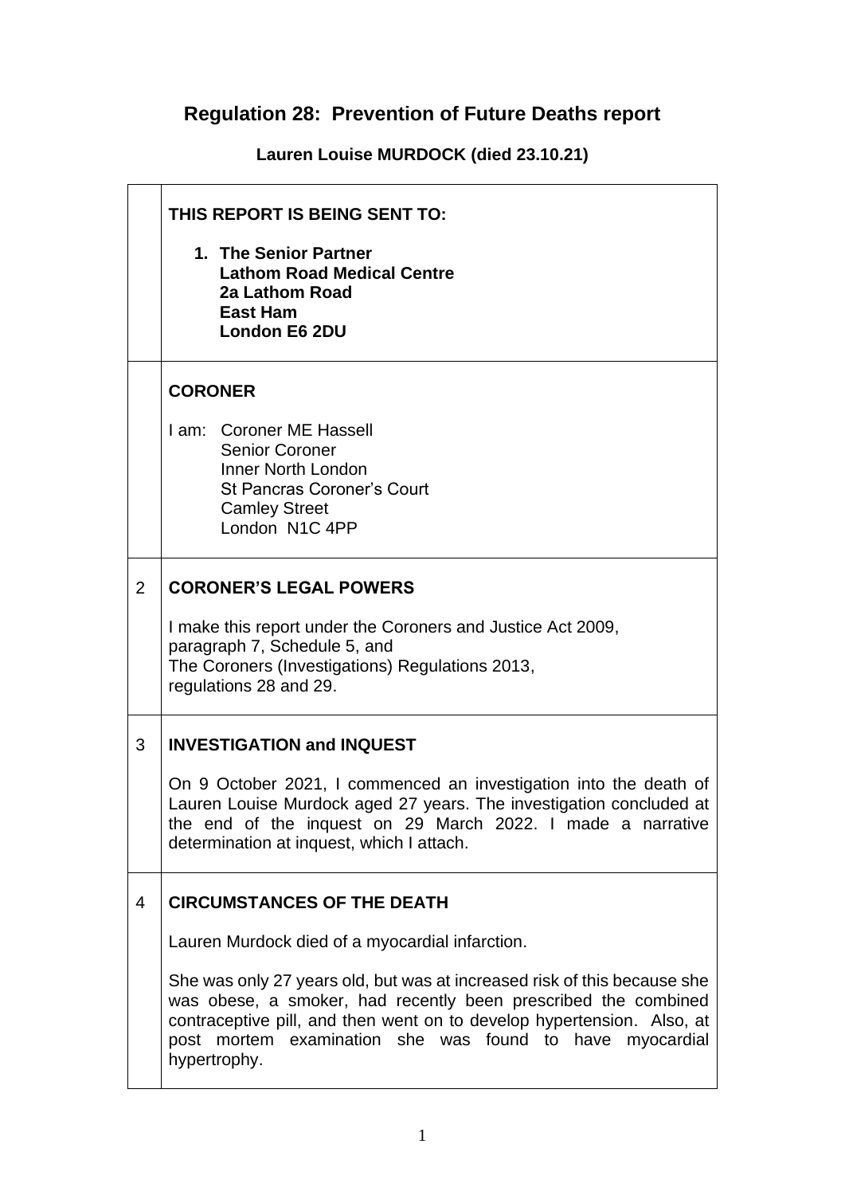# Regulation 28: Prevention of Future Deaths report

**Lauren Louise MURDOCK (died 23.10.21)**

| | |
|---|---|
| | **THIS REPORT IS BEING SENT TO:**<br><br>**1. The Senior Partner**<br>**Lathom Road Medical Centre**<br>**2a Lathom Road**<br>**East Ham**<br>**London E6 2DU** |
| | **CORONER**<br><br>I am: Coroner ME Hassell<br>Senior Coroner<br>Inner North London<br>St Pancras Coroner's Court<br>Camley Street<br>London N1C 4PP |
| 2 | **CORONER'S LEGAL POWERS**<br><br>I make this report under the Coroners and Justice Act 2009, paragraph 7, Schedule 5, and<br>The Coroners (Investigations) Regulations 2013, regulations 28 and 29. |
| 3 | **INVESTIGATION and INQUEST**<br><br>On 9 October 2021, I commenced an investigation into the death of Lauren Louise Murdock aged 27 years. The investigation concluded at the end of the inquest on 29 March 2022. I made a narrative determination at inquest, which I attach. |
| 4 | **CIRCUMSTANCES OF THE DEATH**<br><br>Lauren Murdock died of a myocardial infarction.<br><br>She was only 27 years old, but was at increased risk of this because she was obese, a smoker, had recently been prescribed the combined contraceptive pill, and then went on to develop hypertension. Also, at post mortem examination she was found to have myocardial hypertrophy. |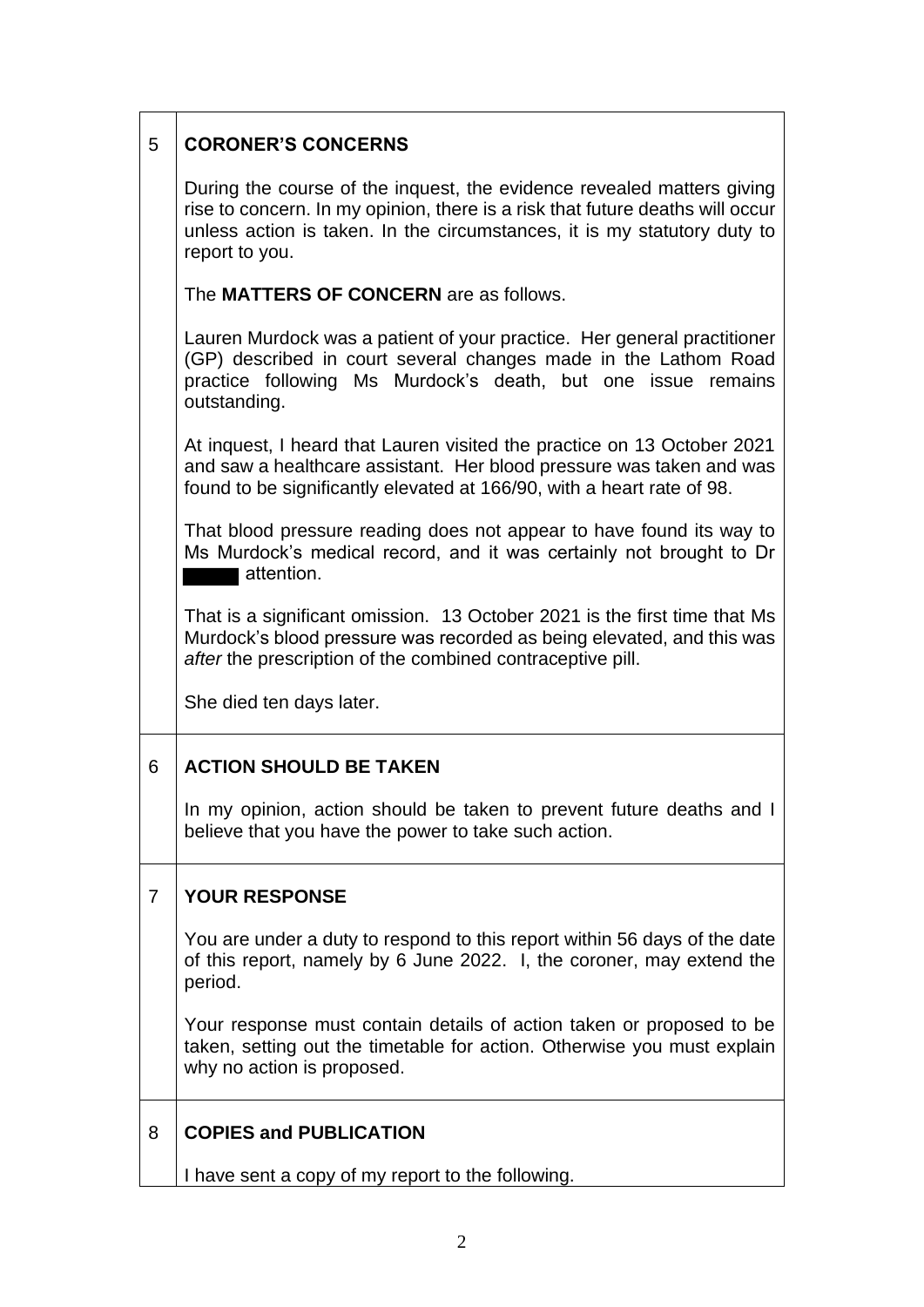## 5 CORONER'S CONCERNS

During the course of the inquest, the evidence revealed matters giving rise to concern. In my opinion, there is a risk that future deaths will occur unless action is taken. In the circumstances, it is my statutory duty to report to you.

The **MATTERS OF CONCERN** are as follows.

Lauren Murdock was a patient of your practice. Her general practitioner (GP) described in court several changes made in the Lathom Road practice following Ms Murdock's death, but one issue remains outstanding.

At inquest, I heard that Lauren visited the practice on 13 October 2021 and saw a healthcare assistant. Her blood pressure was taken and was found to be significantly elevated at 166/90, with a heart rate of 98.

That blood pressure reading does not appear to have found its way to Ms Murdock's medical record, and it was certainly not brought to Dr ████ attention.

That is a significant omission. 13 October 2021 is the first time that Ms Murdock's blood pressure was recorded as being elevated, and this was *after* the prescription of the combined contraceptive pill.

She died ten days later.

## 6 ACTION SHOULD BE TAKEN

In my opinion, action should be taken to prevent future deaths and I believe that you have the power to take such action.

## 7 YOUR RESPONSE

You are under a duty to respond to this report within 56 days of the date of this report, namely by 6 June 2022. I, the coroner, may extend the period.

Your response must contain details of action taken or proposed to be taken, setting out the timetable for action. Otherwise you must explain why no action is proposed.

## 8 COPIES and PUBLICATION

I have sent a copy of my report to the following.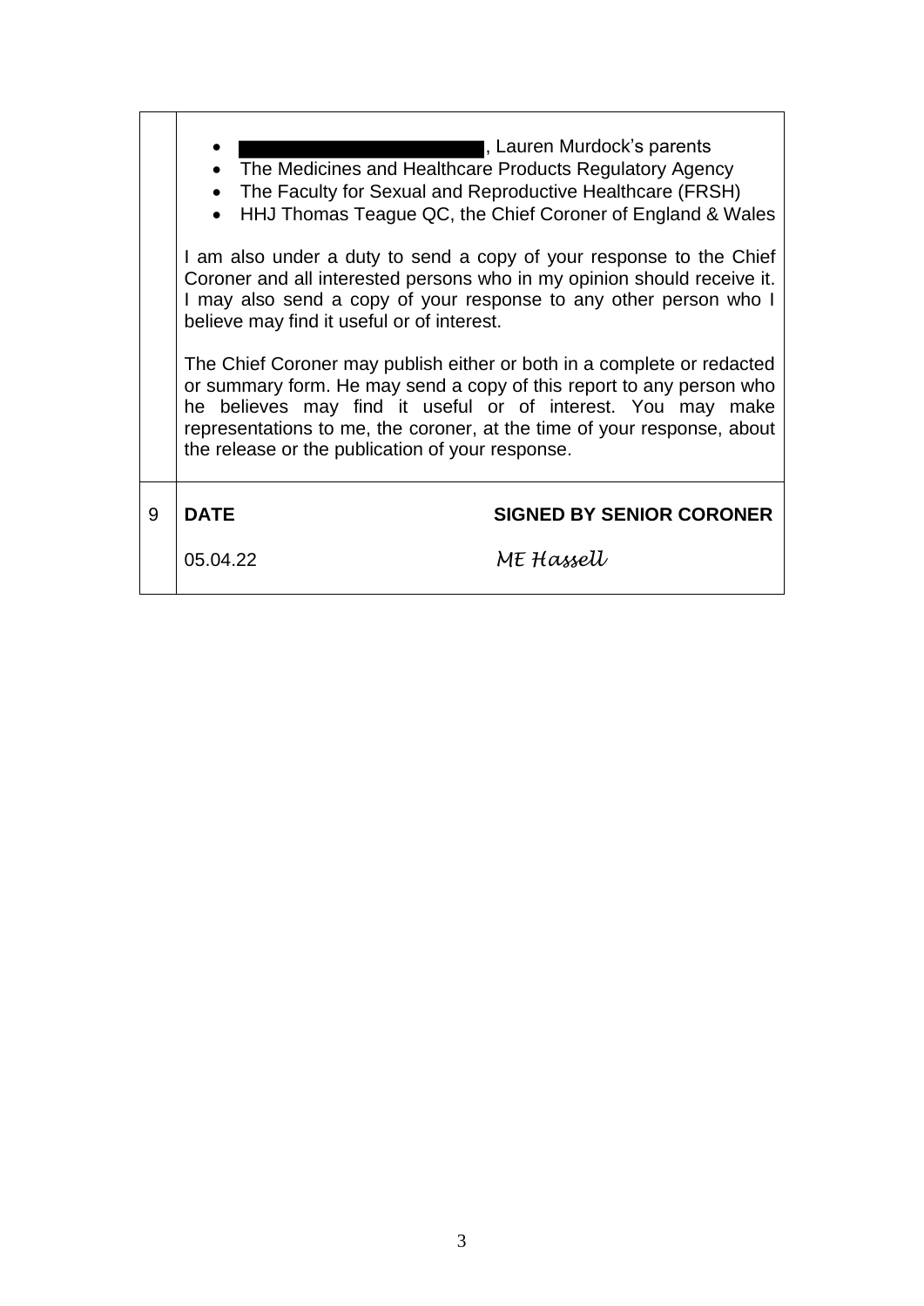- [REDACTED], Lauren Murdock's parents
- The Medicines and Healthcare Products Regulatory Agency
- The Faculty for Sexual and Reproductive Healthcare (FRSH)
- HHJ Thomas Teague QC, the Chief Coroner of England & Wales

I am also under a duty to send a copy of your response to the Chief Coroner and all interested persons who in my opinion should receive it. I may also send a copy of your response to any other person who I believe may find it useful or of interest.

The Chief Coroner may publish either or both in a complete or redacted or summary form. He may send a copy of this report to any person who he believes may find it useful or of interest. You may make representations to me, the coroner, at the time of your response, about the release or the publication of your response.

| 9 | **DATE** | **SIGNED BY SENIOR CORONER** |
|---|---|---|
| | 05.04.22 | *ME Hassell* |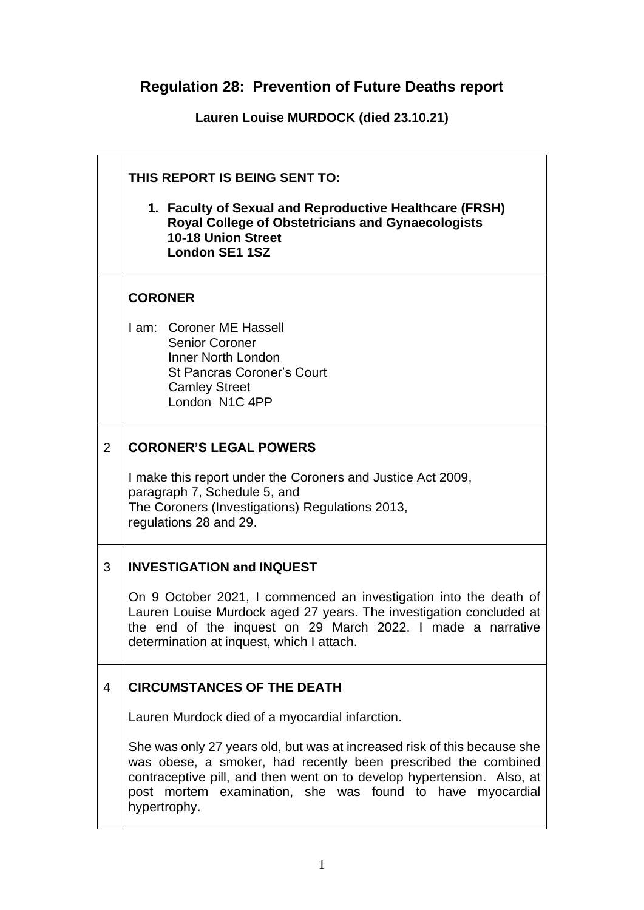# Regulation 28: Prevention of Future Deaths report

**Lauren Louise MURDOCK (died 23.10.21)**

| | |
|---|---|
| | **THIS REPORT IS BEING SENT TO:**<br><br>1. **Faculty of Sexual and Reproductive Healthcare (FRSH)**<br>**Royal College of Obstetricians and Gynaecologists**<br>**10-18 Union Street**<br>**London SE1 1SZ** |
| | **CORONER**<br><br>I am: Coroner ME Hassell<br>Senior Coroner<br>Inner North London<br>St Pancras Coroner's Court<br>Camley Street<br>London N1C 4PP |
| 2 | **CORONER'S LEGAL POWERS**<br><br>I make this report under the Coroners and Justice Act 2009, paragraph 7, Schedule 5, and<br>The Coroners (Investigations) Regulations 2013, regulations 28 and 29. |
| 3 | **INVESTIGATION and INQUEST**<br><br>On 9 October 2021, I commenced an investigation into the death of Lauren Louise Murdock aged 27 years. The investigation concluded at the end of the inquest on 29 March 2022. I made a narrative determination at inquest, which I attach. |
| 4 | **CIRCUMSTANCES OF THE DEATH**<br><br>Lauren Murdock died of a myocardial infarction.<br><br>She was only 27 years old, but was at increased risk of this because she was obese, a smoker, had recently been prescribed the combined contraceptive pill, and then went on to develop hypertension. Also, at post mortem examination, she was found to have myocardial hypertrophy. |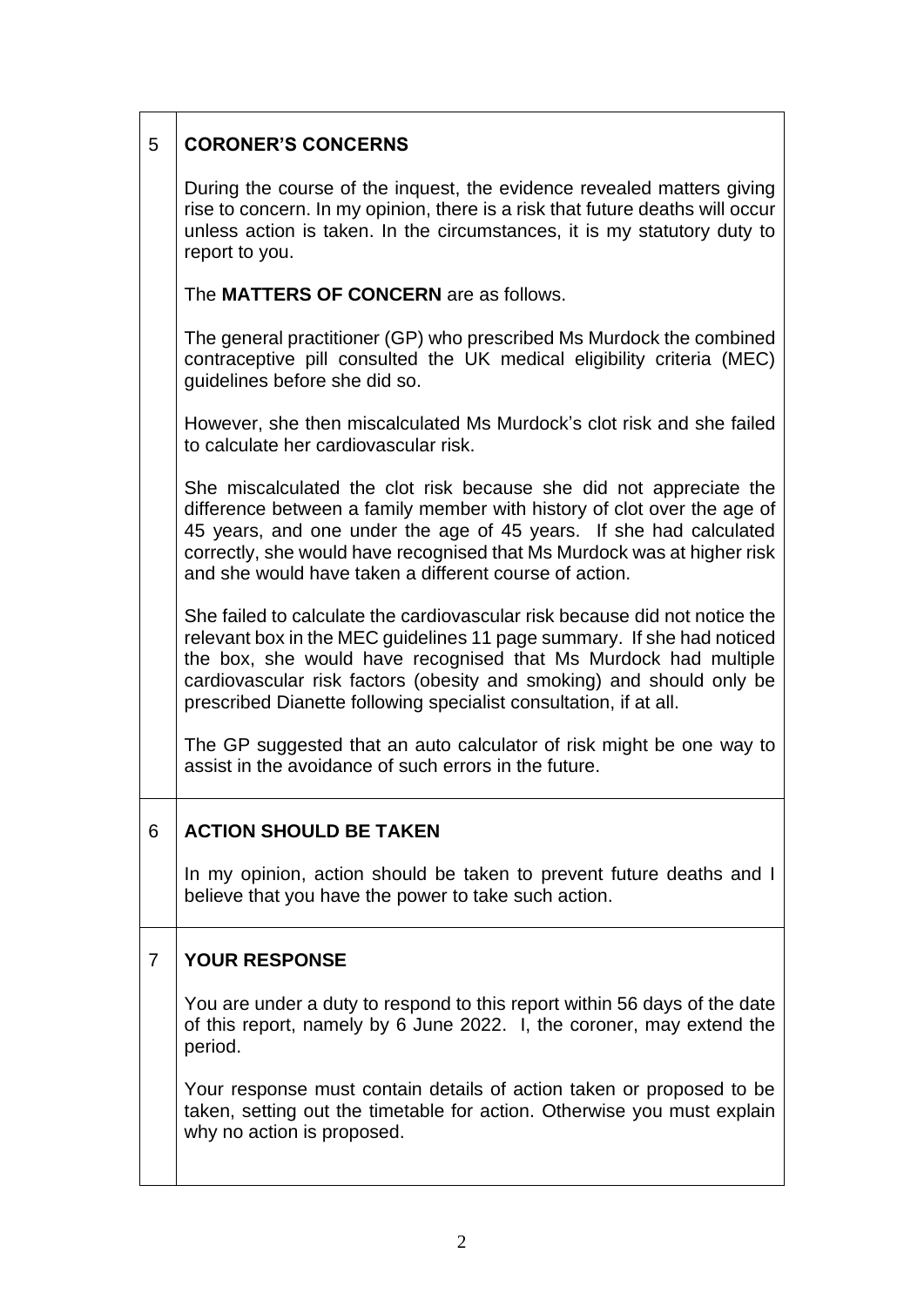## 5 CORONER'S CONCERNS

During the course of the inquest, the evidence revealed matters giving rise to concern. In my opinion, there is a risk that future deaths will occur unless action is taken. In the circumstances, it is my statutory duty to report to you.

The **MATTERS OF CONCERN** are as follows.

The general practitioner (GP) who prescribed Ms Murdock the combined contraceptive pill consulted the UK medical eligibility criteria (MEC) guidelines before she did so.

However, she then miscalculated Ms Murdock's clot risk and she failed to calculate her cardiovascular risk.

She miscalculated the clot risk because she did not appreciate the difference between a family member with history of clot over the age of 45 years, and one under the age of 45 years. If she had calculated correctly, she would have recognised that Ms Murdock was at higher risk and she would have taken a different course of action.

She failed to calculate the cardiovascular risk because did not notice the relevant box in the MEC guidelines 11 page summary. If she had noticed the box, she would have recognised that Ms Murdock had multiple cardiovascular risk factors (obesity and smoking) and should only be prescribed Dianette following specialist consultation, if at all.

The GP suggested that an auto calculator of risk might be one way to assist in the avoidance of such errors in the future.

## 6 ACTION SHOULD BE TAKEN

In my opinion, action should be taken to prevent future deaths and I believe that you have the power to take such action.

## 7 YOUR RESPONSE

You are under a duty to respond to this report within 56 days of the date of this report, namely by 6 June 2022. I, the coroner, may extend the period.

Your response must contain details of action taken or proposed to be taken, setting out the timetable for action. Otherwise you must explain why no action is proposed.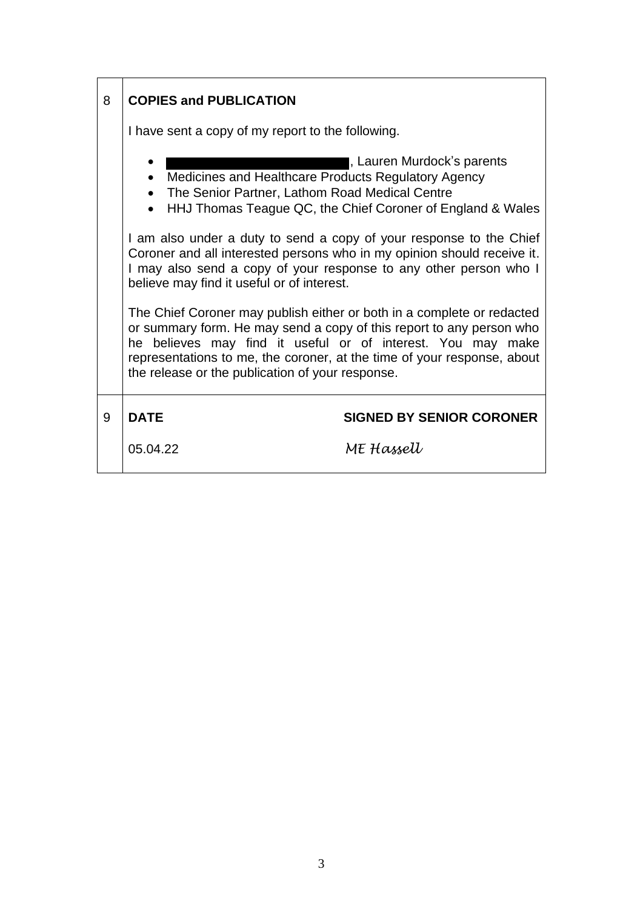| | | |
|---|---|---|
| 8 | **COPIES and PUBLICATION**<br><br>I have sent a copy of my report to the following.<br><br>• [REDACTED], Lauren Murdock's parents<br>• Medicines and Healthcare Products Regulatory Agency<br>• The Senior Partner, Lathom Road Medical Centre<br>• HHJ Thomas Teague QC, the Chief Coroner of England & Wales<br><br>I am also under a duty to send a copy of your response to the Chief Coroner and all interested persons who in my opinion should receive it. I may also send a copy of your response to any other person who I believe may find it useful or of interest.<br><br>The Chief Coroner may publish either or both in a complete or redacted or summary form. He may send a copy of this report to any person who he believes may find it useful or of interest. You may make representations to me, the coroner, at the time of your response, about the release or the publication of your response. | |
| 9 | **DATE**<br><br>05.04.22 | **SIGNED BY SENIOR CORONER**<br><br>*ME Hassell* |